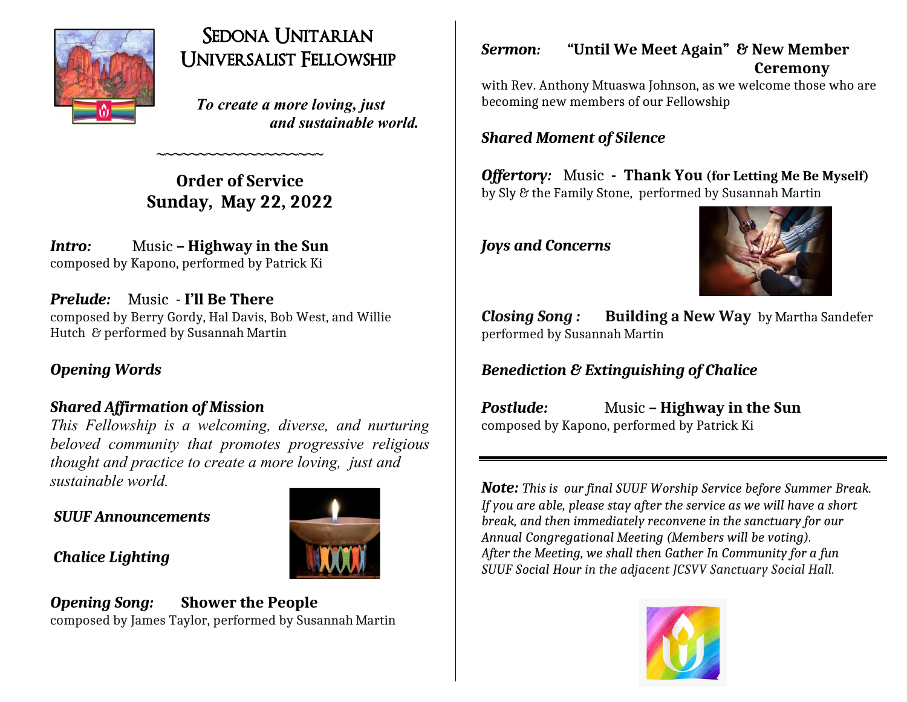# Sedona Unitarian Universalist Fellowship

*To create a more loving, just and sustainable world.*

~~~~~~~~~~~~~~~~~~~~

## Order of Service
## Sunday, May 22, 2022

***Intro:*** Music **– Highway in the Sun**
composed by Kapono, performed by Patrick Ki

***Prelude:*** Music - **I'll Be There**
composed by Berry Gordy, Hal Davis, Bob West, and Willie Hutch & performed by Susannah Martin

***Opening Words***

***Shared Affirmation of Mission***
*This Fellowship is a welcoming, diverse, and nurturing beloved community that promotes progressive religious thought and practice to create a more loving, just and sustainable world.*

***SUUF Announcements***

***Chalice Lighting***

***Opening Song:*** **Shower the People**
composed by James Taylor, performed by Susannah Martin

***Sermon:*** **"Until We Meet Again" & New Member Ceremony**
with Rev. Anthony Mtuaswa Johnson, as we welcome those who are becoming new members of our Fellowship

***Shared Moment of Silence***

***Offertory:*** Music - **Thank You (for Letting Me Be Myself)**
by Sly & the Family Stone, performed by Susannah Martin

***Joys and Concerns***

***Closing Song :*** **Building a New Way** by Martha Sandefer
performed by Susannah Martin

***Benediction & Extinguishing of Chalice***

***Postlude:*** Music **– Highway in the Sun**
composed by Kapono, performed by Patrick Ki

---

***Note:*** *This is our final SUUF Worship Service before Summer Break. If you are able, please stay after the service as we will have a short break, and then immediately reconvene in the sanctuary for our Annual Congregational Meeting (Members will be voting). After the Meeting, we shall then Gather In Community for a fun SUUF Social Hour in the adjacent JCSVV Sanctuary Social Hall.*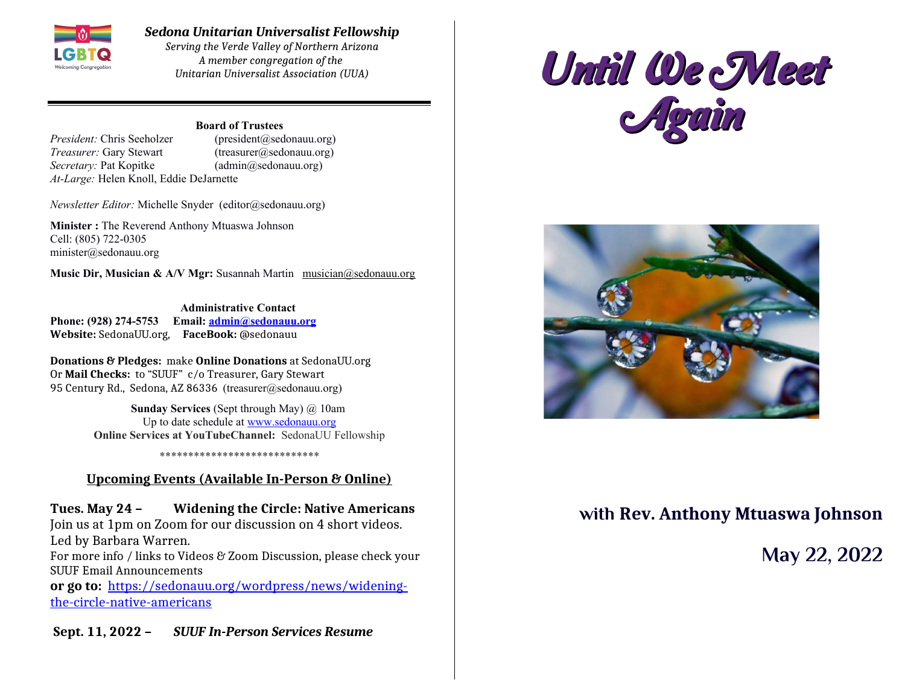### *Sedona Unitarian Universalist Fellowship*

*Serving the Verde Valley of Northern Arizona*
*A member congregation of the*
*Unitarian Universalist Association (UUA)*

**Board of Trustees**

*President:* Chris Seeholzer (president@sedonauu.org)
*Treasurer:* Gary Stewart (treasurer@sedonauu.org)
*Secretary:* Pat Kopitke (admin@sedonauu.org)
*At-Large:* Helen Knoll, Eddie DeJarnette

*Newsletter Editor:* Michelle Snyder (editor@sedonauu.org)

**Minister :** The Reverend Anthony Mtuaswa Johnson
Cell: (805) 722-0305
minister@sedonauu.org

**Music Dir, Musician & A/V Mgr:** Susannah Martin musician@sedonauu.org

**Administrative Contact**
**Phone: (928) 274-5753** **Email: admin@sedonauu.org**
**Website:** SedonaUU.org, **FaceBook: @**sedonauu

**Donations & Pledges:** make **Online Donations** at SedonaUU.org
Or **Mail Checks:** to "SUUF" c/o Treasurer, Gary Stewart
95 Century Rd., Sedona, AZ 86336 (treasurer@sedonauu.org)

**Sunday Services** (Sept through May) @ 10am
Up to date schedule at www.sedonauu.org
**Online Services at YouTubeChannel:** SedonaUU Fellowship

****************************

## Upcoming Events (Available In-Person & Online)

**Tues. May 24 – Widening the Circle: Native Americans**
Join us at 1pm on Zoom for our discussion on 4 short videos. Led by Barbara Warren.
For more info / links to Videos & Zoom Discussion, please check your SUUF Email Announcements
**or go to:** https://sedonauu.org/wordpress/news/widening-the-circle-native-americans

**Sept. 11, 2022 –** ***SUUF In-Person Services Resume***

# *Until We Meet Again*

## with Rev. Anthony Mtuaswa Johnson

## May 22, 2022